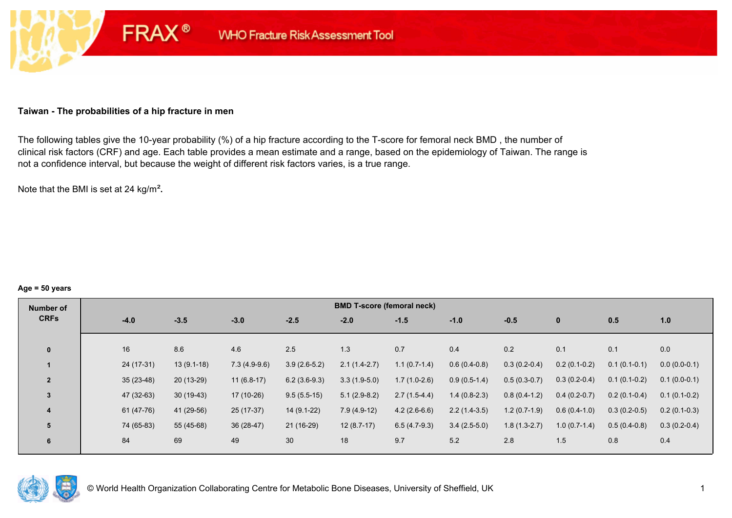FRAX® WHO Fracture Risk Assessment Tool

**Taiwan - The probabilities of a hip fracture in men**

The following tables give the 10-year probability (%) of a hip fracture according to the T-score for femoral neck BMD , the number of clinical risk factors (CRF) and age. Each table provides a mean estimate and a range, based on the epidemiology of Taiwan. The range is not a confidence interval, but because the weight of different risk factors varies, is a true range.

Note that the BMI is set at 24 kg/m².

**Age = 50 years**

| Number of CRFs | BMD T-score (femoral neck) | | | | | | | | | | |
|---|---|---|---|---|---|---|---|---|---|---|---|
| | -4.0 | -3.5 | -3.0 | -2.5 | -2.0 | -1.5 | -1.0 | -0.5 | 0 | 0.5 | 1.0 |
| 0 | 16 | 8.6 | 4.6 | 2.5 | 1.3 | 0.7 | 0.4 | 0.2 | 0.1 | 0.1 | 0.0 |
| 1 | 24 (17-31) | 13 (9.1-18) | 7.3 (4.9-9.6) | 3.9 (2.6-5.2) | 2.1 (1.4-2.7) | 1.1 (0.7-1.4) | 0.6 (0.4-0.8) | 0.3 (0.2-0.4) | 0.2 (0.1-0.2) | 0.1 (0.1-0.1) | 0.0 (0.0-0.1) |
| 2 | 35 (23-48) | 20 (13-29) | 11 (6.8-17) | 6.2 (3.6-9.3) | 3.3 (1.9-5.0) | 1.7 (1.0-2.6) | 0.9 (0.5-1.4) | 0.5 (0.3-0.7) | 0.3 (0.2-0.4) | 0.1 (0.1-0.2) | 0.1 (0.0-0.1) |
| 3 | 47 (32-63) | 30 (19-43) | 17 (10-26) | 9.5 (5.5-15) | 5.1 (2.9-8.2) | 2.7 (1.5-4.4) | 1.4 (0.8-2.3) | 0.8 (0.4-1.2) | 0.4 (0.2-0.7) | 0.2 (0.1-0.4) | 0.1 (0.1-0.2) |
| 4 | 61 (47-76) | 41 (29-56) | 25 (17-37) | 14 (9.1-22) | 7.9 (4.9-12) | 4.2 (2.6-6.6) | 2.2 (1.4-3.5) | 1.2 (0.7-1.9) | 0.6 (0.4-1.0) | 0.3 (0.2-0.5) | 0.2 (0.1-0.3) |
| 5 | 74 (65-83) | 55 (45-68) | 36 (28-47) | 21 (16-29) | 12 (8.7-17) | 6.5 (4.7-9.3) | 3.4 (2.5-5.0) | 1.8 (1.3-2.7) | 1.0 (0.7-1.4) | 0.5 (0.4-0.8) | 0.3 (0.2-0.4) |
| 6 | 84 | 69 | 49 | 30 | 18 | 9.7 | 5.2 | 2.8 | 1.5 | 0.8 | 0.4 |

© World Health Organization Collaborating Centre for Metabolic Bone Diseases, University of Sheffield, UK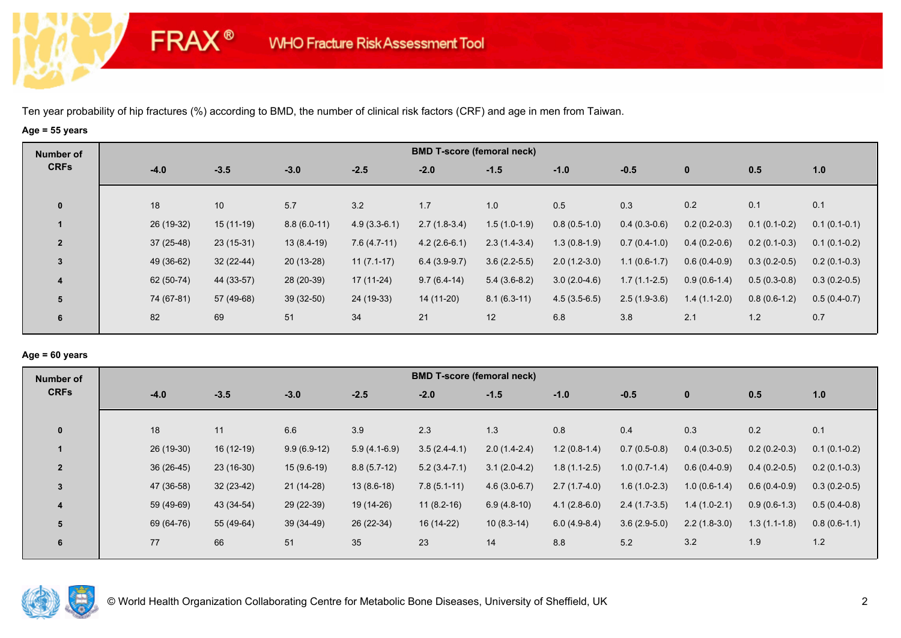Ten year probability of hip fractures (%) according to BMD, the number of clinical risk factors (CRF) and age in men from Taiwan.

**Age = 55 years**

| Number of CRFs | BMD T-score (femoral neck) | | | | | | | | | | |
|---|---|---|---|---|---|---|---|---|---|---|---|
| | -4.0 | -3.5 | -3.0 | -2.5 | -2.0 | -1.5 | -1.0 | -0.5 | 0 | 0.5 | 1.0 |
| 0 | 18 | 10 | 5.7 | 3.2 | 1.7 | 1.0 | 0.5 | 0.3 | 0.2 | 0.1 | 0.1 |
| 1 | 26 (19-32) | 15 (11-19) | 8.8 (6.0-11) | 4.9 (3.3-6.1) | 2.7 (1.8-3.4) | 1.5 (1.0-1.9) | 0.8 (0.5-1.0) | 0.4 (0.3-0.6) | 0.2 (0.2-0.3) | 0.1 (0.1-0.2) | 0.1 (0.1-0.1) |
| 2 | 37 (25-48) | 23 (15-31) | 13 (8.4-19) | 7.6 (4.7-11) | 4.2 (2.6-6.1) | 2.3 (1.4-3.4) | 1.3 (0.8-1.9) | 0.7 (0.4-1.0) | 0.4 (0.2-0.6) | 0.2 (0.1-0.3) | 0.1 (0.1-0.2) |
| 3 | 49 (36-62) | 32 (22-44) | 20 (13-28) | 11 (7.1-17) | 6.4 (3.9-9.7) | 3.6 (2.2-5.5) | 2.0 (1.2-3.0) | 1.1 (0.6-1.7) | 0.6 (0.4-0.9) | 0.3 (0.2-0.5) | 0.2 (0.1-0.3) |
| 4 | 62 (50-74) | 44 (33-57) | 28 (20-39) | 17 (11-24) | 9.7 (6.4-14) | 5.4 (3.6-8.2) | 3.0 (2.0-4.6) | 1.7 (1.1-2.5) | 0.9 (0.6-1.4) | 0.5 (0.3-0.8) | 0.3 (0.2-0.5) |
| 5 | 74 (67-81) | 57 (49-68) | 39 (32-50) | 24 (19-33) | 14 (11-20) | 8.1 (6.3-11) | 4.5 (3.5-6.5) | 2.5 (1.9-3.6) | 1.4 (1.1-2.0) | 0.8 (0.6-1.2) | 0.5 (0.4-0.7) |
| 6 | 82 | 69 | 51 | 34 | 21 | 12 | 6.8 | 3.8 | 2.1 | 1.2 | 0.7 |

**Age = 60 years**

| Number of CRFs | BMD T-score (femoral neck) | | | | | | | | | | |
|---|---|---|---|---|---|---|---|---|---|---|---|
| | -4.0 | -3.5 | -3.0 | -2.5 | -2.0 | -1.5 | -1.0 | -0.5 | 0 | 0.5 | 1.0 |
| 0 | 18 | 11 | 6.6 | 3.9 | 2.3 | 1.3 | 0.8 | 0.4 | 0.3 | 0.2 | 0.1 |
| 1 | 26 (19-30) | 16 (12-19) | 9.9 (6.9-12) | 5.9 (4.1-6.9) | 3.5 (2.4-4.1) | 2.0 (1.4-2.4) | 1.2 (0.8-1.4) | 0.7 (0.5-0.8) | 0.4 (0.3-0.5) | 0.2 (0.2-0.3) | 0.1 (0.1-0.2) |
| 2 | 36 (26-45) | 23 (16-30) | 15 (9.6-19) | 8.8 (5.7-12) | 5.2 (3.4-7.1) | 3.1 (2.0-4.2) | 1.8 (1.1-2.5) | 1.0 (0.7-1.4) | 0.6 (0.4-0.9) | 0.4 (0.2-0.5) | 0.2 (0.1-0.3) |
| 3 | 47 (36-58) | 32 (23-42) | 21 (14-28) | 13 (8.6-18) | 7.8 (5.1-11) | 4.6 (3.0-6.7) | 2.7 (1.7-4.0) | 1.6 (1.0-2.3) | 1.0 (0.6-1.4) | 0.6 (0.4-0.9) | 0.3 (0.2-0.5) |
| 4 | 59 (49-69) | 43 (34-54) | 29 (22-39) | 19 (14-26) | 11 (8.2-16) | 6.9 (4.8-10) | 4.1 (2.8-6.0) | 2.4 (1.7-3.5) | 1.4 (1.0-2.1) | 0.9 (0.6-1.3) | 0.5 (0.4-0.8) |
| 5 | 69 (64-76) | 55 (49-64) | 39 (34-49) | 26 (22-34) | 16 (14-22) | 10 (8.3-14) | 6.0 (4.9-8.4) | 3.6 (2.9-5.0) | 2.2 (1.8-3.0) | 1.3 (1.1-1.8) | 0.8 (0.6-1.1) |
| 6 | 77 | 66 | 51 | 35 | 23 | 14 | 8.8 | 5.2 | 3.2 | 1.9 | 1.2 |

© World Health Organization Collaborating Centre for Metabolic Bone Diseases, University of Sheffield, UK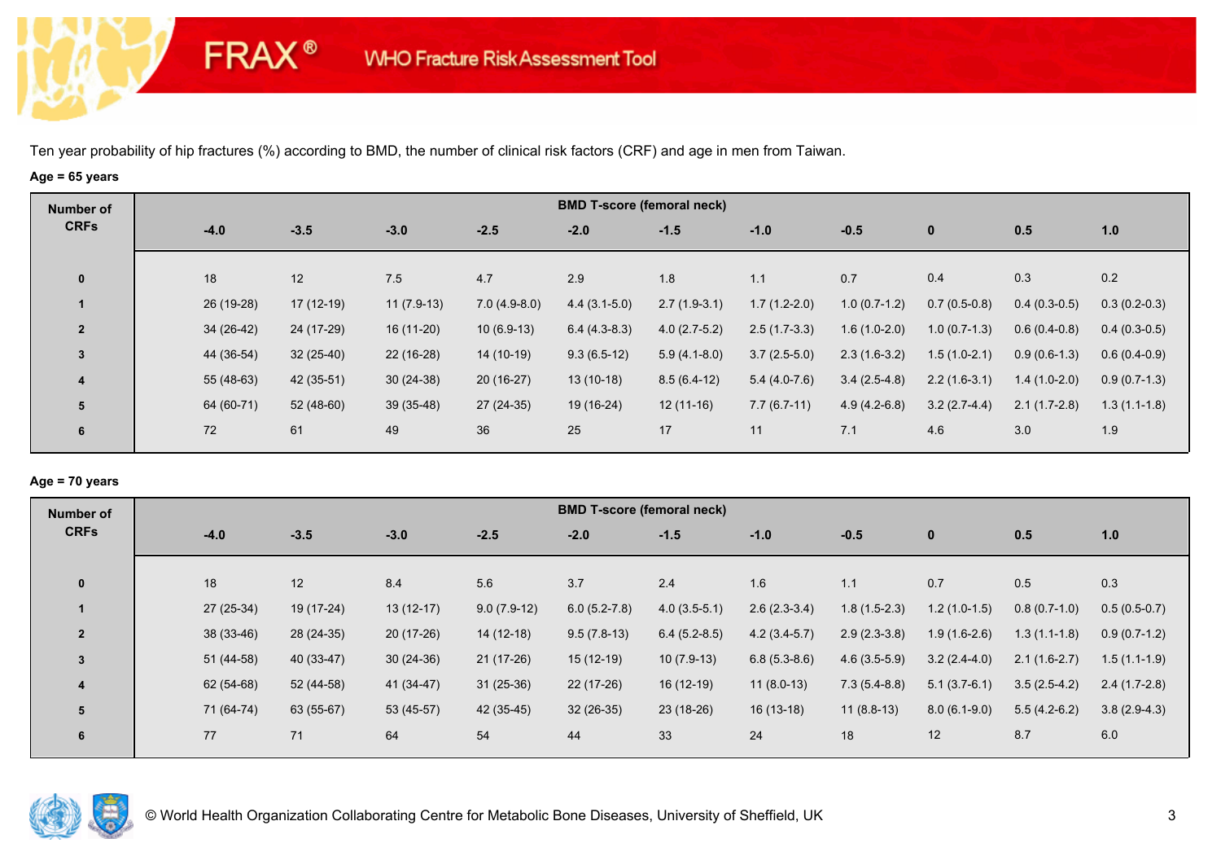Ten year probability of hip fractures (%) according to BMD, the number of clinical risk factors (CRF) and age in men from Taiwan.

**Age = 65 years**

| Number of CRFs | BMD T-score (femoral neck) | | | | | | | | | | |
|---|---|---|---|---|---|---|---|---|---|---|---|
| | -4.0 | -3.5 | -3.0 | -2.5 | -2.0 | -1.5 | -1.0 | -0.5 | 0 | 0.5 | 1.0 |
| 0 | 18 | 12 | 7.5 | 4.7 | 2.9 | 1.8 | 1.1 | 0.7 | 0.4 | 0.3 | 0.2 |
| 1 | 26 (19-28) | 17 (12-19) | 11 (7.9-13) | 7.0 (4.9-8.0) | 4.4 (3.1-5.0) | 2.7 (1.9-3.1) | 1.7 (1.2-2.0) | 1.0 (0.7-1.2) | 0.7 (0.5-0.8) | 0.4 (0.3-0.5) | 0.3 (0.2-0.3) |
| 2 | 34 (26-42) | 24 (17-29) | 16 (11-20) | 10 (6.9-13) | 6.4 (4.3-8.3) | 4.0 (2.7-5.2) | 2.5 (1.7-3.3) | 1.6 (1.0-2.0) | 1.0 (0.7-1.3) | 0.6 (0.4-0.8) | 0.4 (0.3-0.5) |
| 3 | 44 (36-54) | 32 (25-40) | 22 (16-28) | 14 (10-19) | 9.3 (6.5-12) | 5.9 (4.1-8.0) | 3.7 (2.5-5.0) | 2.3 (1.6-3.2) | 1.5 (1.0-2.1) | 0.9 (0.6-1.3) | 0.6 (0.4-0.9) |
| 4 | 55 (48-63) | 42 (35-51) | 30 (24-38) | 20 (16-27) | 13 (10-18) | 8.5 (6.4-12) | 5.4 (4.0-7.6) | 3.4 (2.5-4.8) | 2.2 (1.6-3.1) | 1.4 (1.0-2.0) | 0.9 (0.7-1.3) |
| 5 | 64 (60-71) | 52 (48-60) | 39 (35-48) | 27 (24-35) | 19 (16-24) | 12 (11-16) | 7.7 (6.7-11) | 4.9 (4.2-6.8) | 3.2 (2.7-4.4) | 2.1 (1.7-2.8) | 1.3 (1.1-1.8) |
| 6 | 72 | 61 | 49 | 36 | 25 | 17 | 11 | 7.1 | 4.6 | 3.0 | 1.9 |

**Age = 70 years**

| Number of CRFs | BMD T-score (femoral neck) | | | | | | | | | | |
|---|---|---|---|---|---|---|---|---|---|---|---|
| | -4.0 | -3.5 | -3.0 | -2.5 | -2.0 | -1.5 | -1.0 | -0.5 | 0 | 0.5 | 1.0 |
| 0 | 18 | 12 | 8.4 | 5.6 | 3.7 | 2.4 | 1.6 | 1.1 | 0.7 | 0.5 | 0.3 |
| 1 | 27 (25-34) | 19 (17-24) | 13 (12-17) | 9.0 (7.9-12) | 6.0 (5.2-7.8) | 4.0 (3.5-5.1) | 2.6 (2.3-3.4) | 1.8 (1.5-2.3) | 1.2 (1.0-1.5) | 0.8 (0.7-1.0) | 0.5 (0.5-0.7) |
| 2 | 38 (33-46) | 28 (24-35) | 20 (17-26) | 14 (12-18) | 9.5 (7.8-13) | 6.4 (5.2-8.5) | 4.2 (3.4-5.7) | 2.9 (2.3-3.8) | 1.9 (1.6-2.6) | 1.3 (1.1-1.8) | 0.9 (0.7-1.2) |
| 3 | 51 (44-58) | 40 (33-47) | 30 (24-36) | 21 (17-26) | 15 (12-19) | 10 (7.9-13) | 6.8 (5.3-8.6) | 4.6 (3.5-5.9) | 3.2 (2.4-4.0) | 2.1 (1.6-2.7) | 1.5 (1.1-1.9) |
| 4 | 62 (54-68) | 52 (44-58) | 41 (34-47) | 31 (25-36) | 22 (17-26) | 16 (12-19) | 11 (8.0-13) | 7.3 (5.4-8.8) | 5.1 (3.7-6.1) | 3.5 (2.5-4.2) | 2.4 (1.7-2.8) |
| 5 | 71 (64-74) | 63 (55-67) | 53 (45-57) | 42 (35-45) | 32 (26-35) | 23 (18-26) | 16 (13-18) | 11 (8.8-13) | 8.0 (6.1-9.0) | 5.5 (4.2-6.2) | 3.8 (2.9-4.3) |
| 6 | 77 | 71 | 64 | 54 | 44 | 33 | 24 | 18 | 12 | 8.7 | 6.0 |

© World Health Organization Collaborating Centre for Metabolic Bone Diseases, University of Sheffield, UK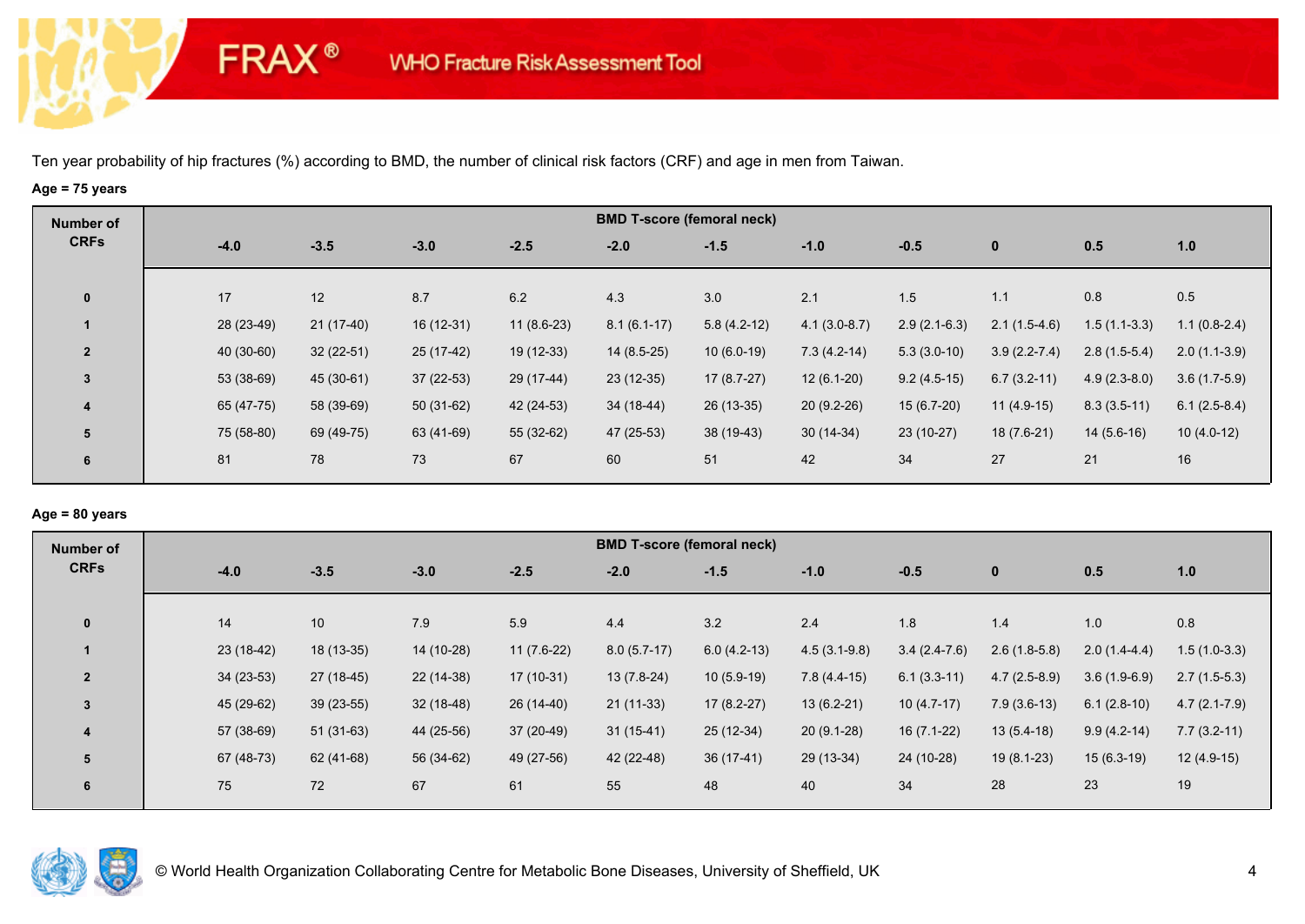Ten year probability of hip fractures (%) according to BMD, the number of clinical risk factors (CRF) and age in men from Taiwan.

**Age = 75 years**

| Number of CRFs | BMD T-score (femoral neck) | | | | | | | | | | |
|---|---|---|---|---|---|---|---|---|---|---|---|
| | -4.0 | -3.5 | -3.0 | -2.5 | -2.0 | -1.5 | -1.0 | -0.5 | 0 | 0.5 | 1.0 |
| 0 | 17 | 12 | 8.7 | 6.2 | 4.3 | 3.0 | 2.1 | 1.5 | 1.1 | 0.8 | 0.5 |
| 1 | 28 (23-49) | 21 (17-40) | 16 (12-31) | 11 (8.6-23) | 8.1 (6.1-17) | 5.8 (4.2-12) | 4.1 (3.0-8.7) | 2.9 (2.1-6.3) | 2.1 (1.5-4.6) | 1.5 (1.1-3.3) | 1.1 (0.8-2.4) |
| 2 | 40 (30-60) | 32 (22-51) | 25 (17-42) | 19 (12-33) | 14 (8.5-25) | 10 (6.0-19) | 7.3 (4.2-14) | 5.3 (3.0-10) | 3.9 (2.2-7.4) | 2.8 (1.5-5.4) | 2.0 (1.1-3.9) |
| 3 | 53 (38-69) | 45 (30-61) | 37 (22-53) | 29 (17-44) | 23 (12-35) | 17 (8.7-27) | 12 (6.1-20) | 9.2 (4.5-15) | 6.7 (3.2-11) | 4.9 (2.3-8.0) | 3.6 (1.7-5.9) |
| 4 | 65 (47-75) | 58 (39-69) | 50 (31-62) | 42 (24-53) | 34 (18-44) | 26 (13-35) | 20 (9.2-26) | 15 (6.7-20) | 11 (4.9-15) | 8.3 (3.5-11) | 6.1 (2.5-8.4) |
| 5 | 75 (58-80) | 69 (49-75) | 63 (41-69) | 55 (32-62) | 47 (25-53) | 38 (19-43) | 30 (14-34) | 23 (10-27) | 18 (7.6-21) | 14 (5.6-16) | 10 (4.0-12) |
| 6 | 81 | 78 | 73 | 67 | 60 | 51 | 42 | 34 | 27 | 21 | 16 |

**Age = 80 years**

| Number of CRFs | BMD T-score (femoral neck) | | | | | | | | | | |
|---|---|---|---|---|---|---|---|---|---|---|---|
| | -4.0 | -3.5 | -3.0 | -2.5 | -2.0 | -1.5 | -1.0 | -0.5 | 0 | 0.5 | 1.0 |
| 0 | 14 | 10 | 7.9 | 5.9 | 4.4 | 3.2 | 2.4 | 1.8 | 1.4 | 1.0 | 0.8 |
| 1 | 23 (18-42) | 18 (13-35) | 14 (10-28) | 11 (7.6-22) | 8.0 (5.7-17) | 6.0 (4.2-13) | 4.5 (3.1-9.8) | 3.4 (2.4-7.6) | 2.6 (1.8-5.8) | 2.0 (1.4-4.4) | 1.5 (1.0-3.3) |
| 2 | 34 (23-53) | 27 (18-45) | 22 (14-38) | 17 (10-31) | 13 (7.8-24) | 10 (5.9-19) | 7.8 (4.4-15) | 6.1 (3.3-11) | 4.7 (2.5-8.9) | 3.6 (1.9-6.9) | 2.7 (1.5-5.3) |
| 3 | 45 (29-62) | 39 (23-55) | 32 (18-48) | 26 (14-40) | 21 (11-33) | 17 (8.2-27) | 13 (6.2-21) | 10 (4.7-17) | 7.9 (3.6-13) | 6.1 (2.8-10) | 4.7 (2.1-7.9) |
| 4 | 57 (38-69) | 51 (31-63) | 44 (25-56) | 37 (20-49) | 31 (15-41) | 25 (12-34) | 20 (9.1-28) | 16 (7.1-22) | 13 (5.4-18) | 9.9 (4.2-14) | 7.7 (3.2-11) |
| 5 | 67 (48-73) | 62 (41-68) | 56 (34-62) | 49 (27-56) | 42 (22-48) | 36 (17-41) | 29 (13-34) | 24 (10-28) | 19 (8.1-23) | 15 (6.3-19) | 12 (4.9-15) |
| 6 | 75 | 72 | 67 | 61 | 55 | 48 | 40 | 34 | 28 | 23 | 19 |

© World Health Organization Collaborating Centre for Metabolic Bone Diseases, University of Sheffield, UK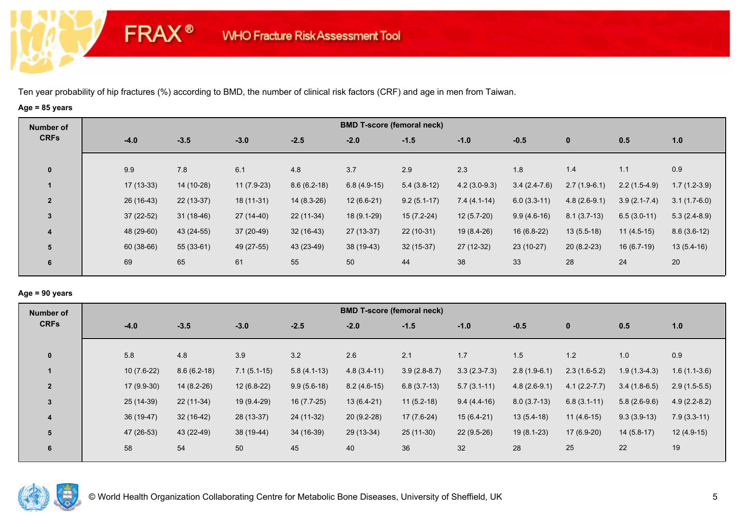FRAX® WHO Fracture Risk Assessment Tool

Ten year probability of hip fractures (%) according to BMD, the number of clinical risk factors (CRF) and age in men from Taiwan.

**Age = 85 years**

| Number of CRFs | BMD T-score (femoral neck) | | | | | | | | | | |
|---|---|---|---|---|---|---|---|---|---|---|---|
| | -4.0 | -3.5 | -3.0 | -2.5 | -2.0 | -1.5 | -1.0 | -0.5 | 0 | 0.5 | 1.0 |
| 0 | 9.9 | 7.8 | 6.1 | 4.8 | 3.7 | 2.9 | 2.3 | 1.8 | 1.4 | 1.1 | 0.9 |
| 1 | 17 (13-33) | 14 (10-28) | 11 (7.9-23) | 8.6 (6.2-18) | 6.8 (4.9-15) | 5.4 (3.8-12) | 4.2 (3.0-9.3) | 3.4 (2.4-7.6) | 2.7 (1.9-6.1) | 2.2 (1.5-4.9) | 1.7 (1.2-3.9) |
| 2 | 26 (16-43) | 22 (13-37) | 18 (11-31) | 14 (8.3-26) | 12 (6.6-21) | 9.2 (5.1-17) | 7.4 (4.1-14) | 6.0 (3.3-11) | 4.8 (2.6-9.1) | 3.9 (2.1-7.4) | 3.1 (1.7-6.0) |
| 3 | 37 (22-52) | 31 (18-46) | 27 (14-40) | 22 (11-34) | 18 (9.1-29) | 15 (7.2-24) | 12 (5.7-20) | 9.9 (4.6-16) | 8.1 (3.7-13) | 6.5 (3.0-11) | 5.3 (2.4-8.9) |
| 4 | 48 (29-60) | 43 (24-55) | 37 (20-49) | 32 (16-43) | 27 (13-37) | 22 (10-31) | 19 (8.4-26) | 16 (6.8-22) | 13 (5.5-18) | 11 (4.5-15) | 8.6 (3.6-12) |
| 5 | 60 (38-66) | 55 (33-61) | 49 (27-55) | 43 (23-49) | 38 (19-43) | 32 (15-37) | 27 (12-32) | 23 (10-27) | 20 (8.2-23) | 16 (6.7-19) | 13 (5.4-16) |
| 6 | 69 | 65 | 61 | 55 | 50 | 44 | 38 | 33 | 28 | 24 | 20 |

**Age = 90 years**

| Number of CRFs | BMD T-score (femoral neck) | | | | | | | | | | |
|---|---|---|---|---|---|---|---|---|---|---|---|
| | -4.0 | -3.5 | -3.0 | -2.5 | -2.0 | -1.5 | -1.0 | -0.5 | 0 | 0.5 | 1.0 |
| 0 | 5.8 | 4.8 | 3.9 | 3.2 | 2.6 | 2.1 | 1.7 | 1.5 | 1.2 | 1.0 | 0.9 |
| 1 | 10 (7.6-22) | 8.6 (6.2-18) | 7.1 (5.1-15) | 5.8 (4.1-13) | 4.8 (3.4-11) | 3.9 (2.8-8.7) | 3.3 (2.3-7.3) | 2.8 (1.9-6.1) | 2.3 (1.6-5.2) | 1.9 (1.3-4.3) | 1.6 (1.1-3.6) |
| 2 | 17 (9.9-30) | 14 (8.2-26) | 12 (6.8-22) | 9.9 (5.6-18) | 8.2 (4.6-15) | 6.8 (3.7-13) | 5.7 (3.1-11) | 4.8 (2.6-9.1) | 4.1 (2.2-7.7) | 3.4 (1.8-6.5) | 2.9 (1.5-5.5) |
| 3 | 25 (14-39) | 22 (11-34) | 19 (9.4-29) | 16 (7.7-25) | 13 (6.4-21) | 11 (5.2-18) | 9.4 (4.4-16) | 8.0 (3.7-13) | 6.8 (3.1-11) | 5.8 (2.6-9.6) | 4.9 (2.2-8.2) |
| 4 | 36 (19-47) | 32 (16-42) | 28 (13-37) | 24 (11-32) | 20 (9.2-28) | 17 (7.6-24) | 15 (6.4-21) | 13 (5.4-18) | 11 (4.6-15) | 9.3 (3.9-13) | 7.9 (3.3-11) |
| 5 | 47 (26-53) | 43 (22-49) | 38 (19-44) | 34 (16-39) | 29 (13-34) | 25 (11-30) | 22 (9.5-26) | 19 (8.1-23) | 17 (6.9-20) | 14 (5.8-17) | 12 (4.9-15) |
| 6 | 58 | 54 | 50 | 45 | 40 | 36 | 32 | 28 | 25 | 22 | 19 |

© World Health Organization Collaborating Centre for Metabolic Bone Diseases, University of Sheffield, UK